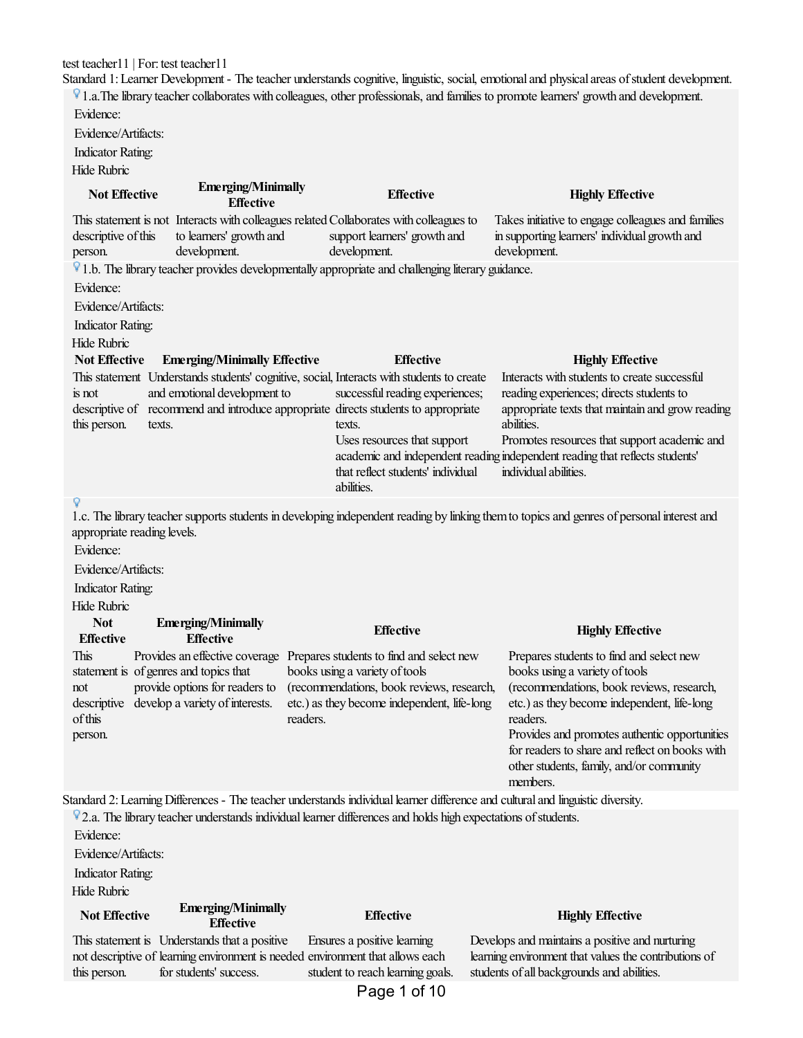test teacher11 | For: test teacher11

## Standard 1: Learner Development - The teacher understands cognitive, linguistic, social, emotional and physical areas of student development.

1.a.The library teacher collaborates with colleagues, other professionals, and families to promote learners' growth and development.

Evidence:

Evidence/Artifacts:

Indicator Rating:

Hide Rubric

| Not Effective | Emerging/Minimally Effective | Effective | Highly Effective |
|---|---|---|---|
| This statement is not descriptive of this person. | Interacts with colleagues related to learners' growth and development. | Collaborates with colleagues to support learners' growth and development. | Takes initiative to engage colleagues and families in supporting learners' individual growth and development. |

1.b. The library teacher provides developmentally appropriate and challenging literary guidance.

Evidence:

Evidence/Artifacts:

Indicator Rating:

Hide Rubric

| Not Effective | Emerging/Minimally Effective | Effective | Highly Effective |
|---|---|---|---|
| This statement is not descriptive of this person. | Understands students' cognitive, social, and emotional development to recommend and introduce appropriate texts. | Interacts with students to create successful reading experiences; directs students to appropriate texts.<br>Uses resources that support academic and independent reading that reflect students' individual abilities. | Interacts with students to create successful reading experiences; directs students to appropriate texts that maintain and grow reading abilities.<br>Promotes resources that support academic and independent reading that reflects students' individual abilities. |

1.c. The library teacher supports students in developing independent reading by linking them to topics and genres of personal interest and appropriate reading levels.

Evidence:

Evidence/Artifacts:

Indicator Rating:

Hide Rubric

| Not Effective | Emerging/Minimally Effective | Effective | Highly Effective |
|---|---|---|---|
| This statement is not descriptive of this person. | Provides an effective coverage of genres and topics that provide options for readers to develop a variety of interests. | Prepares students to find and select new books using a variety of tools (recommendations, book reviews, research, etc.) as they become independent, life-long readers. | Prepares students to find and select new books using a variety of tools (recommendations, book reviews, research, etc.) as they become independent, life-long readers.<br>Provides and promotes authentic opportunities for readers to share and reflect on books with other students, family, and/or community members. |

## Standard 2: Learning Differences - The teacher understands individual learner difference and cultural and linguistic diversity.

2.a. The library teacher understands individual learner differences and holds high expectations of students.

Evidence:

Evidence/Artifacts:

Indicator Rating:

Hide Rubric

| Not Effective | Emerging/Minimally Effective | Effective | Highly Effective |
|---|---|---|---|
| This statement is not descriptive of this person. | Understands that a positive learning environment is needed for students' success. | Ensures a positive learning environment that allows each student to reach learning goals. | Develops and maintains a positive and nurturing learning environment that values the contributions of students of all backgrounds and abilities. |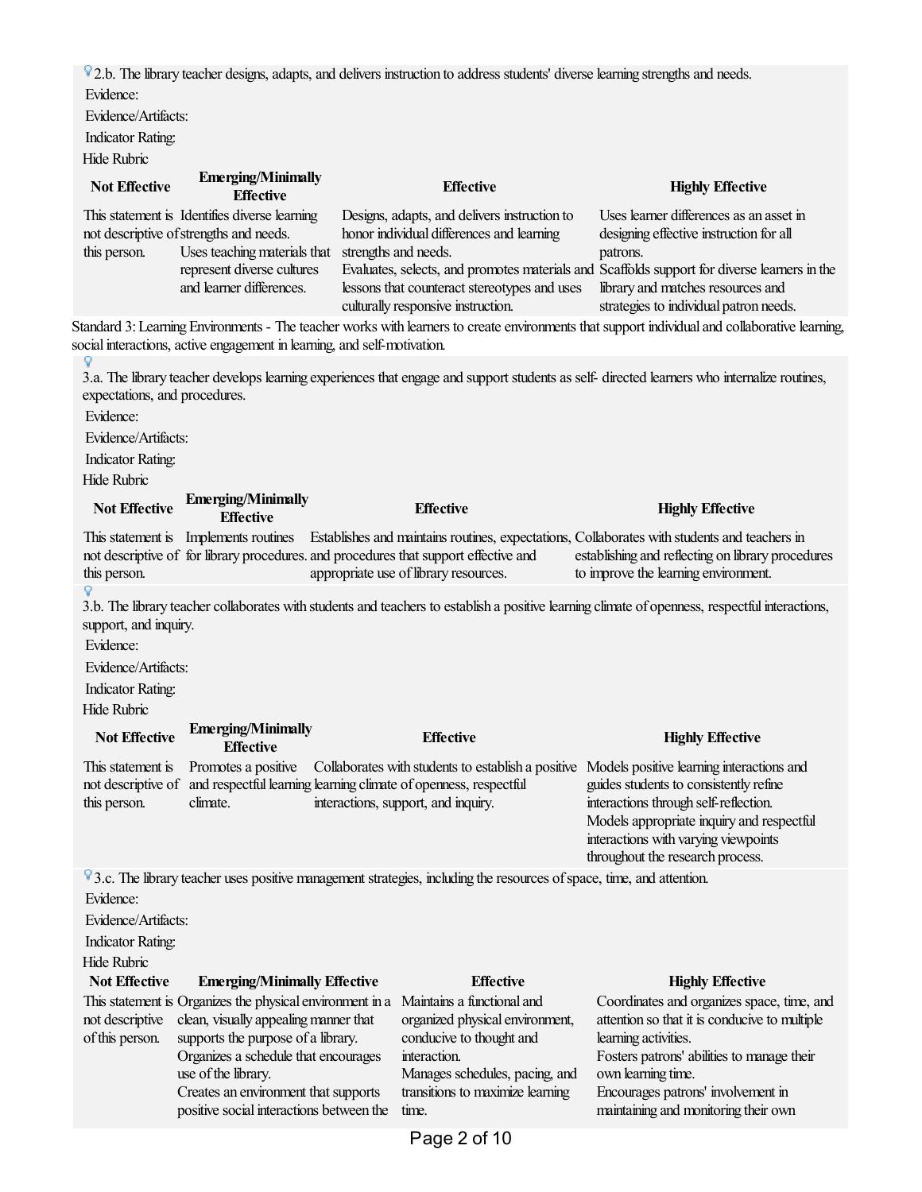2.b. The library teacher designs, adapts, and delivers instruction to address students' diverse learning strengths and needs.

Evidence:

Evidence/Artifacts:

Indicator Rating:

Hide Rubric

| Not Effective | Emerging/Minimally Effective | Effective | Highly Effective |
| --- | --- | --- | --- |
| This statement is not descriptive of this person. | Identifies diverse learning strengths and needs. Uses teaching materials that represent diverse cultures and learner differences. | Designs, adapts, and delivers instruction to honor individual differences and learning strengths and needs. Evaluates, selects, and promotes materials and lessons that counteract stereotypes and uses culturally responsive instruction. | Uses learner differences as an asset in designing effective instruction for all patrons. Scaffolds support for diverse learners in the library and matches resources and strategies to individual patron needs. |

Standard 3: Learning Environments - The teacher works with learners to create environments that support individual and collaborative learning, social interactions, active engagement in learning, and self-motivation.

3.a. The library teacher develops learning experiences that engage and support students as self- directed learners who internalize routines, expectations, and procedures.

Evidence:

Evidence/Artifacts:

Indicator Rating:

Hide Rubric

| Not Effective | Emerging/Minimally Effective | Effective | Highly Effective |
| --- | --- | --- | --- |
| This statement is not descriptive of this person. | Implements routines for library procedures. | Establishes and maintains routines, expectations, and procedures that support effective and appropriate use of library resources. | Collaborates with students and teachers in establishing and reflecting on library procedures to improve the learning environment. |

3.b. The library teacher collaborates with students and teachers to establish a positive learning climate of openness, respectful interactions, support, and inquiry.

Evidence:

Evidence/Artifacts:

Indicator Rating:

Hide Rubric

| Not Effective | Emerging/Minimally Effective | Effective | Highly Effective |
| --- | --- | --- | --- |
| This statement is not descriptive of this person. | Promotes a positive and respectful learning climate. | Collaborates with students to establish a positive learning climate of openness, respectful interactions, support, and inquiry. | Models positive learning interactions and guides students to consistently refine interactions through self-reflection. Models appropriate inquiry and respectful interactions with varying viewpoints throughout the research process. |

3.c. The library teacher uses positive management strategies, including the resources of space, time, and attention.

Evidence:

Evidence/Artifacts:

Indicator Rating:

Hide Rubric

| Not Effective | Emerging/Minimally Effective | Effective | Highly Effective |
| --- | --- | --- | --- |
| This statement is not descriptive of this person. | Organizes the physical environment in a clean, visually appealing manner that supports the purpose of a library. Organizes a schedule that encourages use of the library. Creates an environment that supports positive social interactions between the | Maintains a functional and organized physical environment, conducive to thought and interaction. Manages schedules, pacing, and transitions to maximize learning time. | Coordinates and organizes space, time, and attention so that it is conducive to multiple learning activities. Fosters patrons' abilities to manage their own learning time. Encourages patrons' involvement in maintaining and monitoring their own |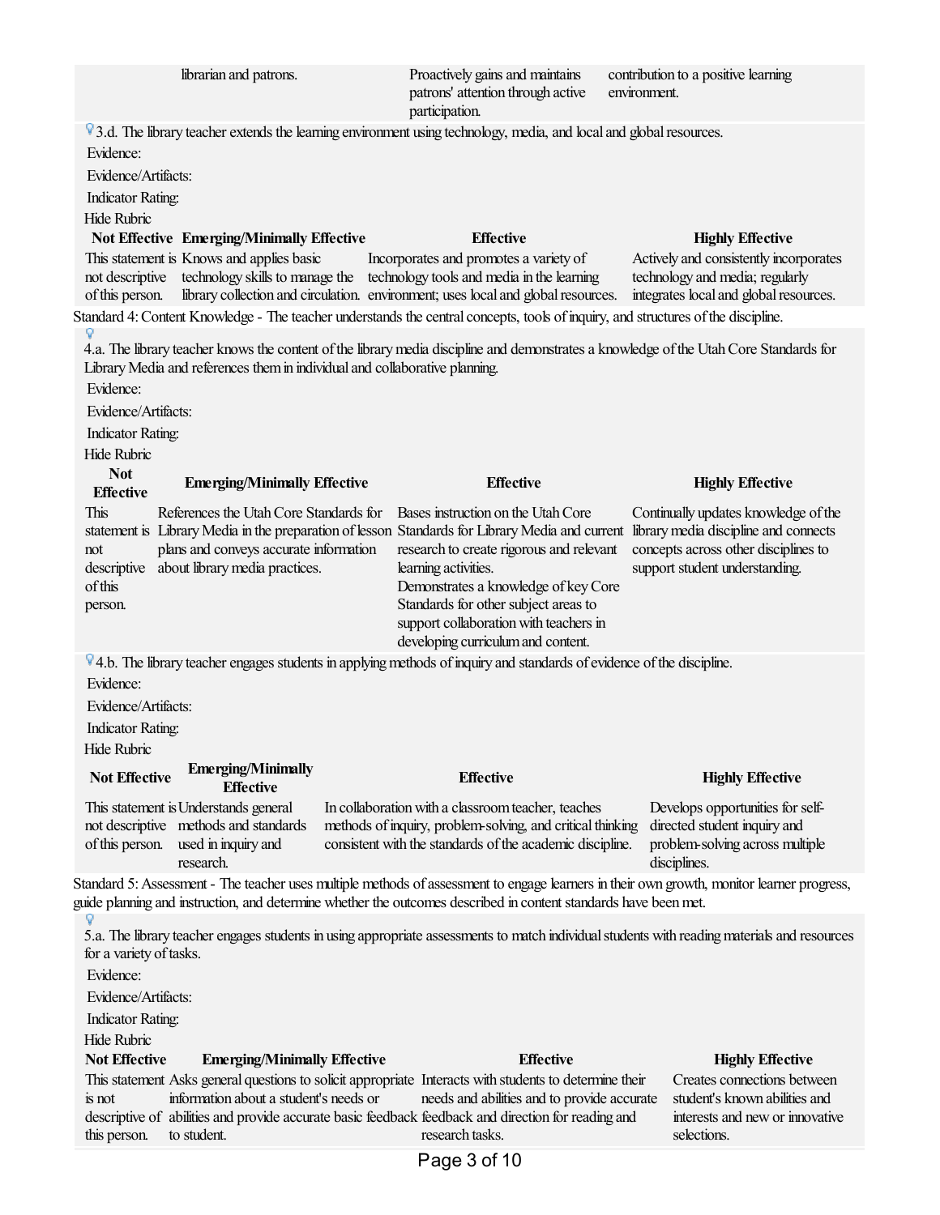| | librarian and patrons. | Proactively gains and maintains patrons' attention through active participation. | contribution to a positive learning environment. |
|---|---|---|---|

3.d. The library teacher extends the learning environment using technology, media, and local and global resources.

Evidence:

Evidence/Artifacts:

Indicator Rating:

Hide Rubric

| Not Effective | Emerging/Minimally Effective | Effective | Highly Effective |
|---|---|---|---|
| This statement is not descriptive of this person. | Knows and applies basic technology skills to manage the library collection and circulation. | Incorporates and promotes a variety of technology tools and media in the learning environment; uses local and global resources. | Actively and consistently incorporates technology and media; regularly integrates local and global resources. |

Standard 4: Content Knowledge - The teacher understands the central concepts, tools of inquiry, and structures of the discipline.

4.a. The library teacher knows the content of the library media discipline and demonstrates a knowledge of the Utah Core Standards for Library Media and references them in individual and collaborative planning.

Evidence:

Evidence/Artifacts:

Indicator Rating:

Hide Rubric

| Not Effective | Emerging/Minimally Effective | Effective | Highly Effective |
|---|---|---|---|
| This statement is not descriptive of this person. | References the Utah Core Standards for Library Media in the preparation of lesson plans and conveys accurate information about library media practices. | Bases instruction on the Utah Core Standards for Library Media and current research to create rigorous and relevant learning activities. Demonstrates a knowledge of key Core Standards for other subject areas to support collaboration with teachers in developing curriculum and content. | Continually updates knowledge of the library media discipline and connects concepts across other disciplines to support student understanding. |

4.b. The library teacher engages students in applying methods of inquiry and standards of evidence of the discipline.

Evidence:

Evidence/Artifacts:

Indicator Rating:

Hide Rubric

| Not Effective | Emerging/Minimally Effective | Effective | Highly Effective |
|---|---|---|---|
| This statement is not descriptive of this person. | Understands general methods and standards used in inquiry and research. | In collaboration with a classroom teacher, teaches methods of inquiry, problem-solving, and critical thinking consistent with the standards of the academic discipline. | Develops opportunities for self-directed student inquiry and problem-solving across multiple disciplines. |

Standard 5: Assessment - The teacher uses multiple methods of assessment to engage learners in their own growth, monitor learner progress, guide planning and instruction, and determine whether the outcomes described in content standards have been met.

5.a. The library teacher engages students in using appropriate assessments to match individual students with reading materials and resources for a variety of tasks.

Evidence:

Evidence/Artifacts:

Indicator Rating:

Hide Rubric

| Not Effective | Emerging/Minimally Effective | Effective | Highly Effective |
|---|---|---|---|
| This statement is not descriptive of this person. | Asks general questions to solicit appropriate information about a student's needs or abilities and provide accurate basic feedback to student. | Interacts with students to determine their needs and abilities and to provide accurate feedback and direction for reading and research tasks. | Creates connections between student's known abilities and interests and new or innovative selections. |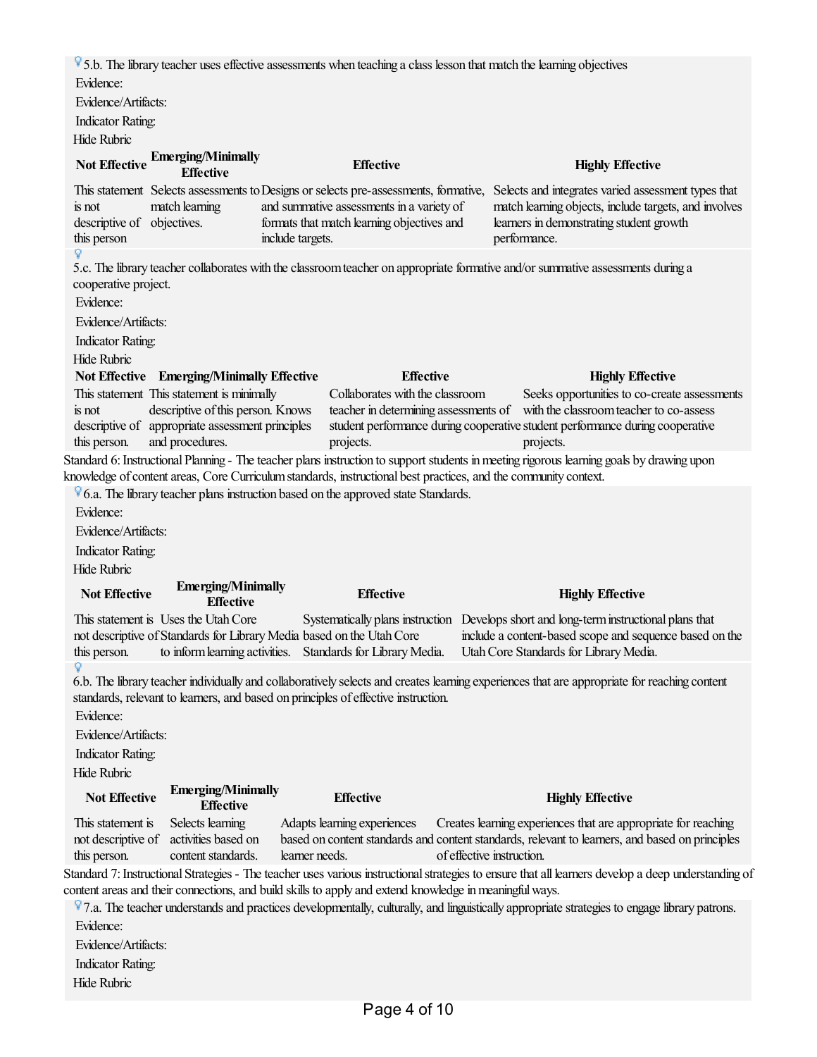5.b. The library teacher uses effective assessments when teaching a class lesson that match the learning objectives

Evidence:

Evidence/Artifacts:

Indicator Rating:

Hide Rubric

| Not Effective | Emerging/Minimally Effective | Effective | Highly Effective |
|---|---|---|---|
| This statement is not descriptive of this person | Selects assessments to match learning objectives. | Designs or selects pre-assessments, formative, and summative assessments in a variety of formats that match learning objectives and include targets. | Selects and integrates varied assessment types that match learning objects, include targets, and involves learners in demonstrating student growth performance. |

5.c. The library teacher collaborates with the classroom teacher on appropriate formative and/or summative assessments during a cooperative project.

Evidence:

Evidence/Artifacts:

Indicator Rating:

Hide Rubric

| Not Effective | Emerging/Minimally Effective | Effective | Highly Effective |
|---|---|---|---|
| This statement is not descriptive of this person. | This statement is minimally descriptive of this person. Knows appropriate assessment principles and procedures. | Collaborates with the classroom teacher in determining assessments of student performance during cooperative projects. | Seeks opportunities to co-create assessments with the classroom teacher to co-assess student performance during cooperative projects. |

Standard 6: Instructional Planning - The teacher plans instruction to support students in meeting rigorous learning goals by drawing upon knowledge of content areas, Core Curriculum standards, instructional best practices, and the community context.

6.a. The library teacher plans instruction based on the approved state Standards.

Evidence:

Evidence/Artifacts:

Indicator Rating:

Hide Rubric

| Not Effective | Emerging/Minimally Effective | Effective | Highly Effective |
|---|---|---|---|
| This statement is not descriptive of this person. | Uses the Utah Core Standards for Library Media to inform learning activities. | Systematically plans instruction based on the Utah Core Standards for Library Media. | Develops short and long-term instructional plans that include a content-based scope and sequence based on the Utah Core Standards for Library Media. |

6.b. The library teacher individually and collaboratively selects and creates learning experiences that are appropriate for reaching content standards, relevant to learners, and based on principles of effective instruction.

Evidence:

Evidence/Artifacts:

Indicator Rating:

Hide Rubric

| Not Effective | Emerging/Minimally Effective | Effective | Highly Effective |
|---|---|---|---|
| This statement is not descriptive of this person. | Selects learning activities based on content standards. | Adapts learning experiences based on content standards and learner needs. | Creates learning experiences that are appropriate for reaching content standards, relevant to learners, and based on principles of effective instruction. |

Standard 7: Instructional Strategies - The teacher uses various instructional strategies to ensure that all learners develop a deep understanding of content areas and their connections, and build skills to apply and extend knowledge in meaningful ways.

7.a. The teacher understands and practices developmentally, culturally, and linguistically appropriate strategies to engage library patrons.

Evidence:

Evidence/Artifacts:

Indicator Rating:

Hide Rubric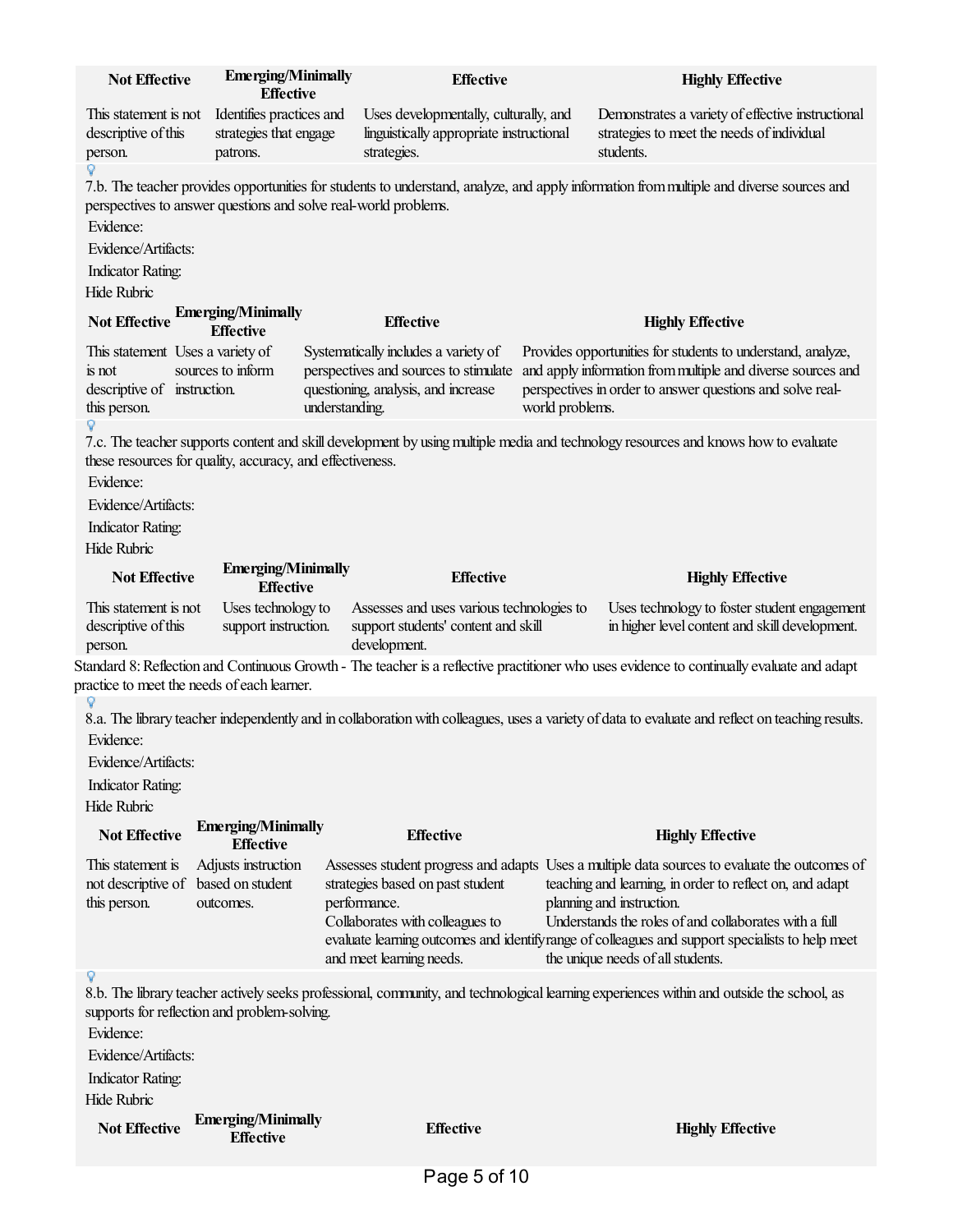| Not Effective | Emerging/Minimally Effective | Effective | Highly Effective |
| --- | --- | --- | --- |
| This statement is not descriptive of this person. | Identifies practices and strategies that engage patrons. | Uses developmentally, culturally, and linguistically appropriate instructional strategies. | Demonstrates a variety of effective instructional strategies to meet the needs of individual students. |

7.b. The teacher provides opportunities for students to understand, analyze, and apply information from multiple and diverse sources and perspectives to answer questions and solve real-world problems.

Evidence:

Evidence/Artifacts:

Indicator Rating:

Hide Rubric

| Not Effective | Emerging/Minimally Effective | Effective | Highly Effective |
| --- | --- | --- | --- |
| This statement is not descriptive of this person. | Uses a variety of sources to inform instruction. | Systematically includes a variety of perspectives and sources to stimulate questioning, analysis, and increase understanding. | Provides opportunities for students to understand, analyze, and apply information from multiple and diverse sources and perspectives in order to answer questions and solve real-world problems. |

7.c. The teacher supports content and skill development by using multiple media and technology resources and knows how to evaluate these resources for quality, accuracy, and effectiveness.

Evidence:

Evidence/Artifacts:

Indicator Rating:

Hide Rubric

| Not Effective | Emerging/Minimally Effective | Effective | Highly Effective |
| --- | --- | --- | --- |
| This statement is not descriptive of this person. | Uses technology to support instruction. | Assesses and uses various technologies to support students' content and skill development. | Uses technology to foster student engagement in higher level content and skill development. |

Standard 8: Reflection and Continuous Growth - The teacher is a reflective practitioner who uses evidence to continually evaluate and adapt practice to meet the needs of each learner.

8.a. The library teacher independently and in collaboration with colleagues, uses a variety of data to evaluate and reflect on teaching results.

Evidence:

Evidence/Artifacts:

Indicator Rating:

Hide Rubric

| Not Effective | Emerging/Minimally Effective | Effective | Highly Effective |
| --- | --- | --- | --- |
| This statement is not descriptive of this person. | Adjusts instruction based on student outcomes. | Assesses student progress and adapts strategies based on past student performance. Collaborates with colleagues to evaluate learning outcomes and identify and meet learning needs. | Uses a multiple data sources to evaluate the outcomes of teaching and learning, in order to reflect on, and adapt planning and instruction. Understands the roles of and collaborates with a full range of colleagues and support specialists to help meet the unique needs of all students. |

8.b. The library teacher actively seeks professional, community, and technological learning experiences within and outside the school, as supports for reflection and problem-solving.

Evidence:

Evidence/Artifacts:

Indicator Rating:

Hide Rubric

| Not Effective | Emerging/Minimally Effective | Effective | Highly Effective |
| --- | --- | --- | --- |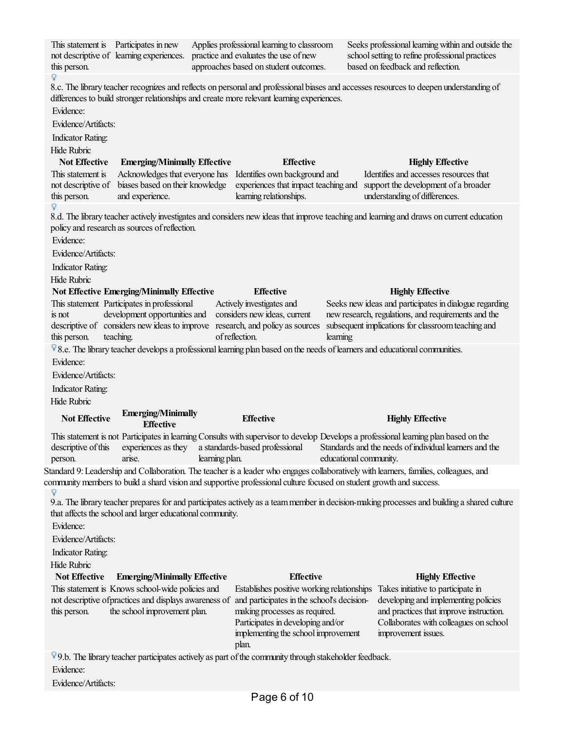| This statement is not descriptive of this person. | Participates in new learning experiences. | Applies professional learning to classroom practice and evaluates the use of new approaches based on student outcomes. | Seeks professional learning within and outside the school setting to refine professional practices based on feedback and reflection. |
|---|---|---|---|

8.c. The library teacher recognizes and reflects on personal and professional biases and accesses resources to deepen understanding of differences to build stronger relationships and create more relevant learning experiences.

Evidence:

Evidence/Artifacts:

Indicator Rating:

Hide Rubric

| Not Effective | Emerging/Minimally Effective | Effective | Highly Effective |
|---|---|---|---|
| This statement is not descriptive of this person. | Acknowledges that everyone has biases based on their knowledge and experience. | Identifies own background and experiences that impact teaching and learning relationships. | Identifies and accesses resources that support the development of a broader understanding of differences. |

8.d. The library teacher actively investigates and considers new ideas that improve teaching and learning and draws on current education policy and research as sources of reflection.

Evidence:

Evidence/Artifacts:

Indicator Rating:

Hide Rubric

| Not Effective | Emerging/Minimally Effective | Effective | Highly Effective |
|---|---|---|---|
| This statement is not descriptive of this person. | Participates in professional development opportunities and considers new ideas to improve teaching. | Actively investigates and considers new ideas, current research, and policy as sources of reflection. | Seeks new ideas and participates in dialogue regarding new research, regulations, and requirements and the subsequent implications for classroom teaching and learning |

8.e. The library teacher develops a professional learning plan based on the needs of learners and educational communities.

Evidence:

Evidence/Artifacts:

Indicator Rating:

Hide Rubric

| Not Effective | Emerging/Minimally Effective | Effective | Highly Effective |
|---|---|---|---|
| This statement is not descriptive of this person. | Participates in learning experiences as they arise. | Consults with supervisor to develop a standards-based professional learning plan. | Develops a professional learning plan based on the Standards and the needs of individual learners and the educational community. |

Standard 9: Leadership and Collaboration. The teacher is a leader who engages collaboratively with learners, families, colleagues, and community members to build a shard vision and supportive professional culture focused on student growth and success.

9.a. The library teacher prepares for and participates actively as a team member in decision-making processes and building a shared culture that affects the school and larger educational community.

Evidence:

Evidence/Artifacts:

Indicator Rating:

Hide Rubric

| Not Effective | Emerging/Minimally Effective | Effective | Highly Effective |
|---|---|---|---|
| This statement is not descriptive of this person. | Knows school-wide policies and practices and displays awareness of the school improvement plan. | Establishes positive working relationships and participates in the school's decision-making processes as required. Participates in developing and/or implementing the school improvement plan. | Takes initiative to participate in developing and implementing policies and practices that improve instruction. Collaborates with colleagues on school improvement issues. |

9.b. The library teacher participates actively as part of the community through stakeholder feedback.

Evidence:

Evidence/Artifacts: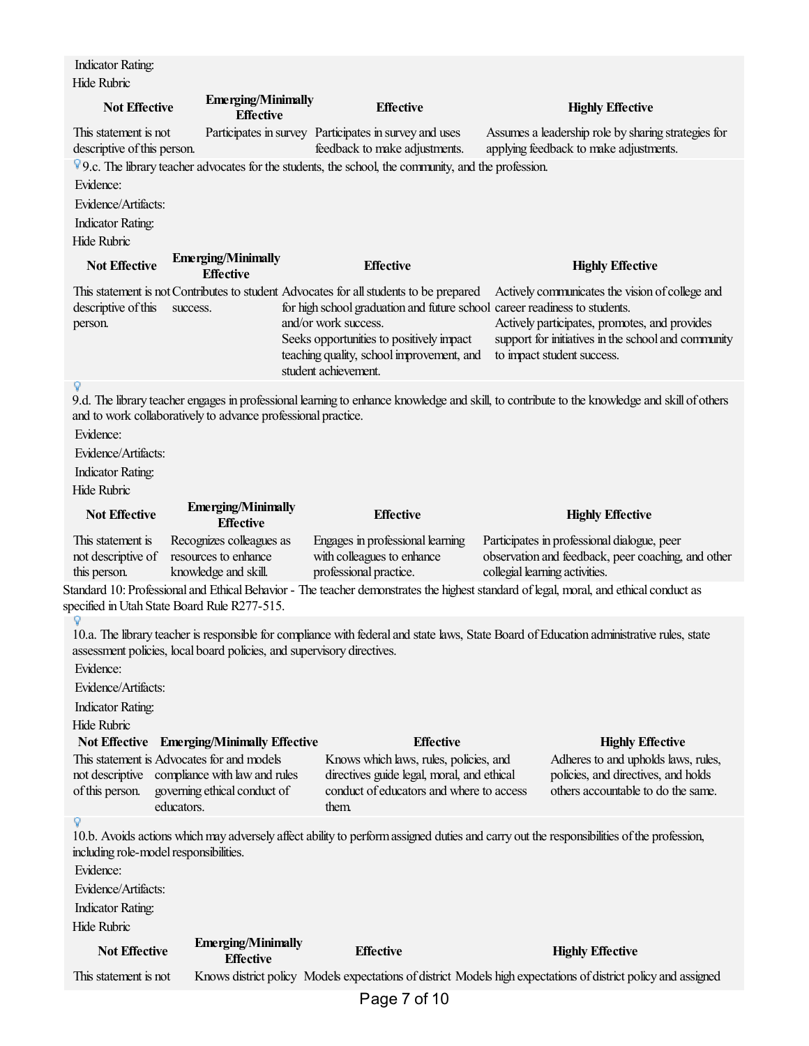Indicator Rating:

Hide Rubric

| Not Effective | Emerging/Minimally Effective | Effective | Highly Effective |
|---|---|---|---|
| This statement is not descriptive of this person. | Participates in survey | Participates in survey and uses feedback to make adjustments. | Assumes a leadership role by sharing strategies for applying feedback to make adjustments. |

9.c. The library teacher advocates for the students, the school, the community, and the profession.

Evidence:

Evidence/Artifacts:

Indicator Rating:

Hide Rubric

| Not Effective | Emerging/Minimally Effective | Effective | Highly Effective |
|---|---|---|---|
| This statement is not descriptive of this person. | Contributes to student success. | Advocates for all students to be prepared for high school graduation and future school and/or work success. Seeks opportunities to positively impact teaching quality, school improvement, and student achievement. | Actively communicates the vision of college and career readiness to students. Actively participates, promotes, and provides support for initiatives in the school and community to impact student success. |

9.d. The library teacher engages in professional learning to enhance knowledge and skill, to contribute to the knowledge and skill of others and to work collaboratively to advance professional practice.

Evidence:

Evidence/Artifacts:

Indicator Rating:

Hide Rubric

| Not Effective | Emerging/Minimally Effective | Effective | Highly Effective |
|---|---|---|---|
| This statement is not descriptive of this person. | Recognizes colleagues as resources to enhance knowledge and skill. | Engages in professional learning with colleagues to enhance professional practice. | Participates in professional dialogue, peer observation and feedback, peer coaching, and other collegial learning activities. |

Standard 10: Professional and Ethical Behavior - The teacher demonstrates the highest standard of legal, moral, and ethical conduct as specified in Utah State Board Rule R277-515.

10.a. The library teacher is responsible for compliance with federal and state laws, State Board of Education administrative rules, state assessment policies, local board policies, and supervisory directives.

Evidence:

Evidence/Artifacts:

Indicator Rating:

Hide Rubric

| Not Effective | Emerging/Minimally Effective | Effective | Highly Effective |
|---|---|---|---|
| This statement is not descriptive of this person. | Advocates for and models compliance with law and rules governing ethical conduct of educators. | Knows which laws, rules, policies, and directives guide legal, moral, and ethical conduct of educators and where to access them. | Adheres to and upholds laws, rules, policies, and directives, and holds others accountable to do the same. |

10.b. Avoids actions which may adversely affect ability to perform assigned duties and carry out the responsibilities of the profession, including role-model responsibilities.

Evidence:

Evidence/Artifacts:

Indicator Rating:

Hide Rubric

| Not Effective | Emerging/Minimally Effective | Effective | Highly Effective |
|---|---|---|---|
| This statement is not | Knows district policy | Models expectations of district | Models high expectations of district policy and assigned |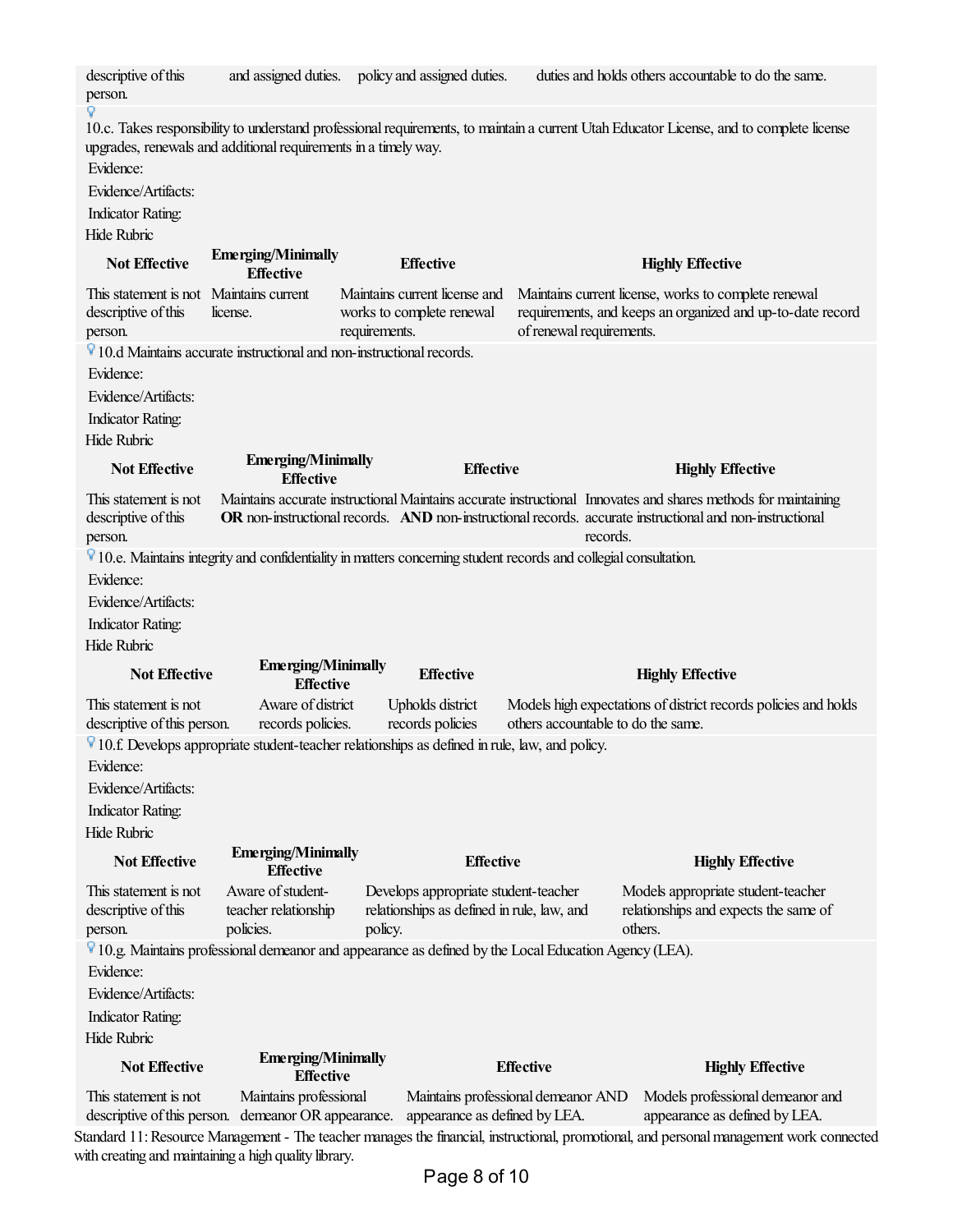| | | | |
|---|---|---|---|
| descriptive of this person. | and assigned duties. | policy and assigned duties. | duties and holds others accountable to do the same. |

10.c. Takes responsibility to understand professional requirements, to maintain a current Utah Educator License, and to complete license upgrades, renewals and additional requirements in a timely way.

Evidence:

Evidence/Artifacts:

Indicator Rating:

Hide Rubric

| Not Effective | Emerging/Minimally Effective | Effective | Highly Effective |
|---|---|---|---|
| This statement is not descriptive of this person. | Maintains current license. | Maintains current license and works to complete renewal requirements. | Maintains current license, works to complete renewal requirements, and keeps an organized and up-to-date record of renewal requirements. |

10.d Maintains accurate instructional and non-instructional records.

Evidence:

Evidence/Artifacts:

Indicator Rating:

Hide Rubric

| Not Effective | Emerging/Minimally Effective | Effective | Highly Effective |
|---|---|---|---|
| This statement is not descriptive of this person. | Maintains accurate instructional **OR** non-instructional records. | Maintains accurate instructional **AND** non-instructional records. | Innovates and shares methods for maintaining accurate instructional and non-instructional records. |

10.e. Maintains integrity and confidentiality in matters concerning student records and collegial consultation.

Evidence:

Evidence/Artifacts:

Indicator Rating:

Hide Rubric

| Not Effective | Emerging/Minimally Effective | Effective | Highly Effective |
|---|---|---|---|
| This statement is not descriptive of this person. | Aware of district records policies. | Upholds district records policies | Models high expectations of district records policies and holds others accountable to do the same. |

10.f. Develops appropriate student-teacher relationships as defined in rule, law, and policy.

Evidence:

Evidence/Artifacts:

Indicator Rating:

Hide Rubric

| Not Effective | Emerging/Minimally Effective | Effective | Highly Effective |
|---|---|---|---|
| This statement is not descriptive of this person. | Aware of student-teacher relationship policies. | Develops appropriate student-teacher relationships as defined in rule, law, and policy. | Models appropriate student-teacher relationships and expects the same of others. |

10.g. Maintains professional demeanor and appearance as defined by the Local Education Agency (LEA).

Evidence:

Evidence/Artifacts:

Indicator Rating:

Hide Rubric

| Not Effective | Emerging/Minimally Effective | Effective | Highly Effective |
|---|---|---|---|
| This statement is not descriptive of this person. | Maintains professional demeanor OR appearance. | Maintains professional demeanor AND appearance as defined by LEA. | Models professional demeanor and appearance as defined by LEA. |

Standard 11: Resource Management - The teacher manages the financial, instructional, promotional, and personal management work connected with creating and maintaining a high quality library.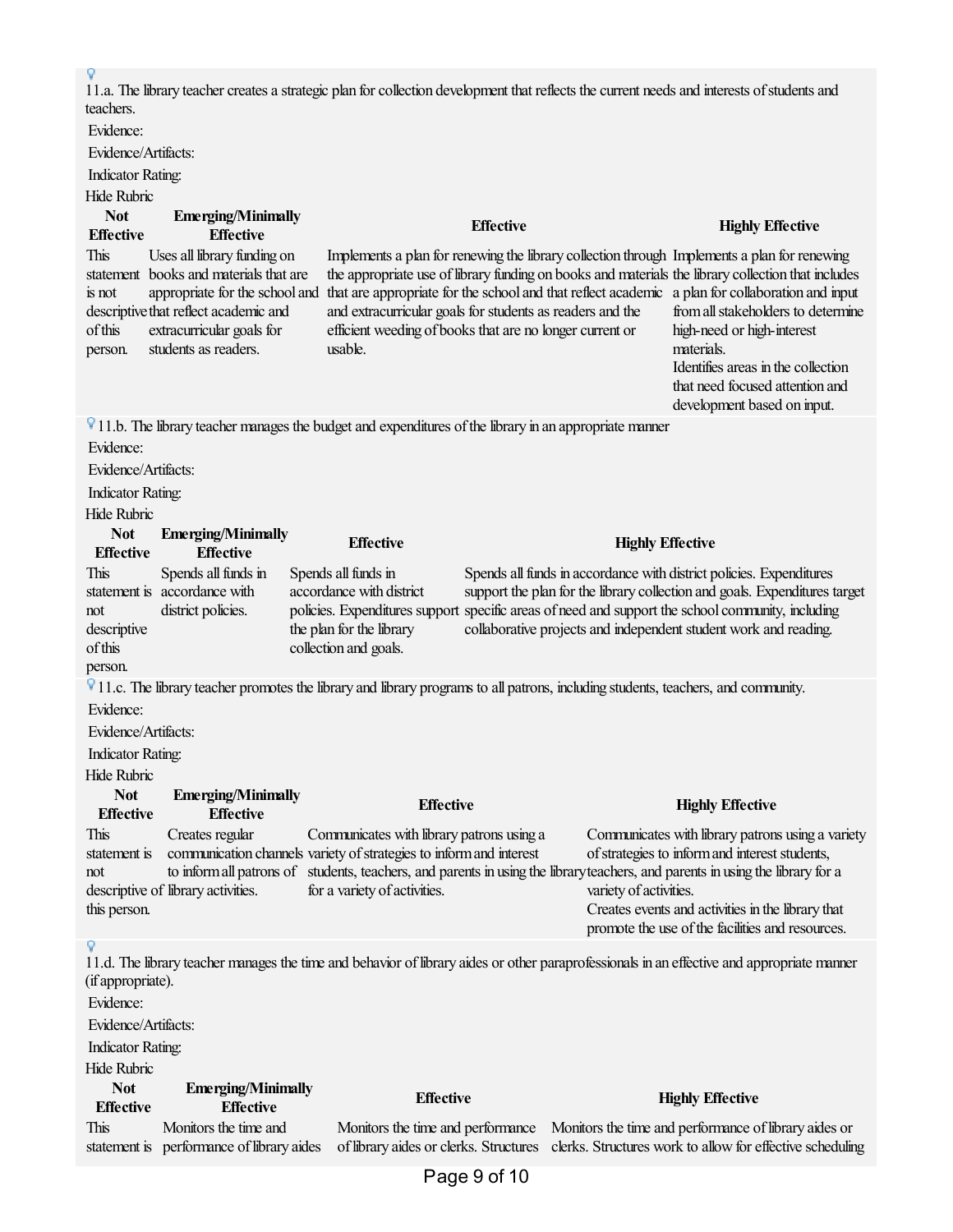11.a. The library teacher creates a strategic plan for collection development that reflects the current needs and interests of students and teachers.

Evidence:

Evidence/Artifacts:

Indicator Rating:

Hide Rubric

| Not Effective | Emerging/Minimally Effective | Effective | Highly Effective |
|---|---|---|---|
| This statement is not descriptive of this person. | Uses all library funding on books and materials that are appropriate for the school and that reflect academic and extracurricular goals for students as readers. | Implements a plan for renewing the library collection through the appropriate use of library funding on books and materials that are appropriate for the school and that reflect academic and extracurricular goals for students as readers and the efficient weeding of books that are no longer current or usable. | Implements a plan for renewing the library collection that includes a plan for collaboration and input from all stakeholders to determine high-need or high-interest materials. Identifies areas in the collection that need focused attention and development based on input. |

11.b. The library teacher manages the budget and expenditures of the library in an appropriate manner

Evidence:

Evidence/Artifacts:

Indicator Rating:

Hide Rubric

| Not Effective | Emerging/Minimally Effective | Effective | Highly Effective |
|---|---|---|---|
| This statement is not descriptive of this person. | Spends all funds in accordance with district policies. | Spends all funds in accordance with district policies. Expenditures support the plan for the library collection and goals. | Spends all funds in accordance with district policies. Expenditures support the plan for the library collection and goals. Expenditures target specific areas of need and support the school community, including collaborative projects and independent student work and reading. |

11.c. The library teacher promotes the library and library programs to all patrons, including students, teachers, and community.

Evidence:

Evidence/Artifacts:

Indicator Rating:

Hide Rubric

| Not Effective | Emerging/Minimally Effective | Effective | Highly Effective |
|---|---|---|---|
| This statement is not descriptive of this person. | Creates regular communication channels to inform all patrons of library activities. | Communicates with library patrons using a variety of strategies to inform and interest students, teachers, and parents in using the library for a variety of activities. | Communicates with library patrons using a variety of strategies to inform and interest students, teachers, and parents in using the library for a variety of activities. Creates events and activities in the library that promote the use of the facilities and resources. |

11.d. The library teacher manages the time and behavior of library aides or other paraprofessionals in an effective and appropriate manner (if appropriate).

Evidence:

Evidence/Artifacts:

Indicator Rating:

Hide Rubric

| Not Effective | Emerging/Minimally Effective | Effective | Highly Effective |
|---|---|---|---|
| This statement is | Monitors the time and performance of library aides | Monitors the time and performance of library aides or clerks. Structures | Monitors the time and performance of library aides or clerks. Structures work to allow for effective scheduling |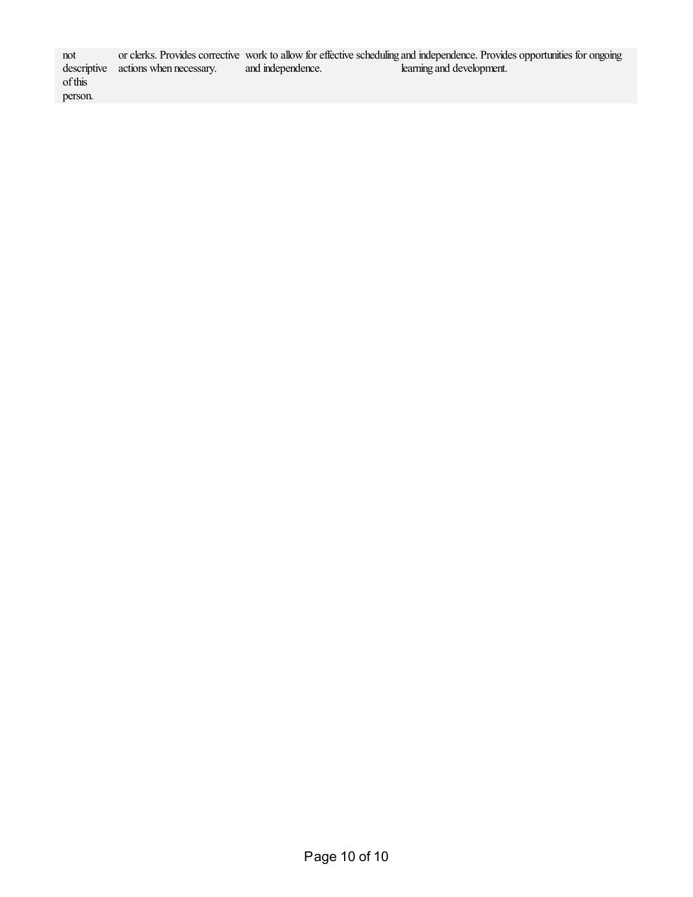| | | | |
|---|---|---|---|
| not descriptive of this person. | or clerks. Provides corrective actions when necessary. | work to allow for effective scheduling and independence. | and independence. Provides opportunities for ongoing learning and development. |